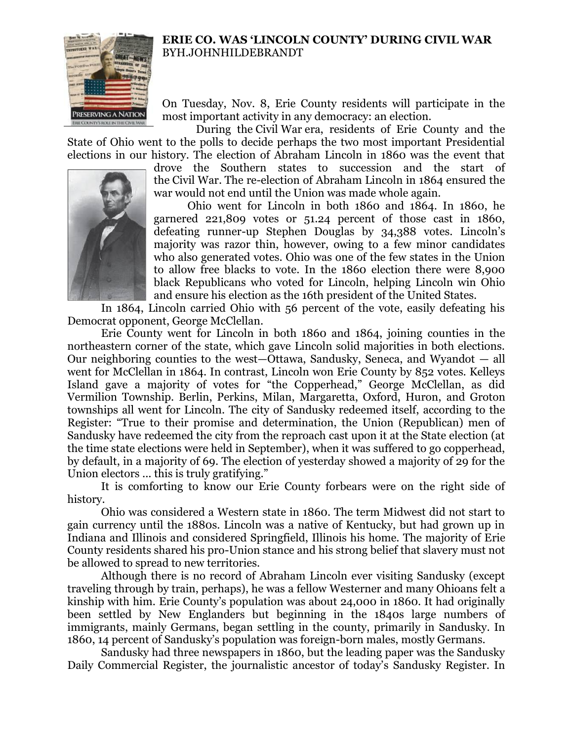**ERIE CO. WAS 'LINCOLN COUNTY' DURING CIVIL WAR**
BYH.JOHNHILDEBRANDT

On Tuesday, Nov. 8, Erie County residents will participate in the most important activity in any democracy: an election.

During the Civil War era, residents of Erie County and the State of Ohio went to the polls to decide perhaps the two most important Presidential elections in our history. The election of Abraham Lincoln in 1860 was the event that drove the Southern states to succession and the start of the Civil War. The re-election of Abraham Lincoln in 1864 ensured the war would not end until the Union was made whole again.

Ohio went for Lincoln in both 1860 and 1864. In 1860, he garnered 221,809 votes or 51.24 percent of those cast in 1860, defeating runner-up Stephen Douglas by 34,388 votes. Lincoln's majority was razor thin, however, owing to a few minor candidates who also generated votes. Ohio was one of the few states in the Union to allow free blacks to vote. In the 1860 election there were 8,900 black Republicans who voted for Lincoln, helping Lincoln win Ohio and ensure his election as the 16th president of the United States.

In 1864, Lincoln carried Ohio with 56 percent of the vote, easily defeating his Democrat opponent, George McClellan.

Erie County went for Lincoln in both 1860 and 1864, joining counties in the northeastern corner of the state, which gave Lincoln solid majorities in both elections. Our neighboring counties to the west—Ottawa, Sandusky, Seneca, and Wyandot — all went for McClellan in 1864. In contrast, Lincoln won Erie County by 852 votes. Kelleys Island gave a majority of votes for "the Copperhead," George McClellan, as did Vermilion Township. Berlin, Perkins, Milan, Margaretta, Oxford, Huron, and Groton townships all went for Lincoln. The city of Sandusky redeemed itself, according to the Register: "True to their promise and determination, the Union (Republican) men of Sandusky have redeemed the city from the reproach cast upon it at the State election (at the time state elections were held in September), when it was suffered to go copperhead, by default, in a majority of 69. The election of yesterday showed a majority of 29 for the Union electors ... this is truly gratifying."

It is comforting to know our Erie County forbears were on the right side of history.

Ohio was considered a Western state in 1860. The term Midwest did not start to gain currency until the 1880s. Lincoln was a native of Kentucky, but had grown up in Indiana and Illinois and considered Springfield, Illinois his home. The majority of Erie County residents shared his pro-Union stance and his strong belief that slavery must not be allowed to spread to new territories.

Although there is no record of Abraham Lincoln ever visiting Sandusky (except traveling through by train, perhaps), he was a fellow Westerner and many Ohioans felt a kinship with him. Erie County's population was about 24,000 in 1860. It had originally been settled by New Englanders but beginning in the 1840s large numbers of immigrants, mainly Germans, began settling in the county, primarily in Sandusky. In 1860, 14 percent of Sandusky's population was foreign-born males, mostly Germans.

Sandusky had three newspapers in 1860, but the leading paper was the Sandusky Daily Commercial Register, the journalistic ancestor of today's Sandusky Register. In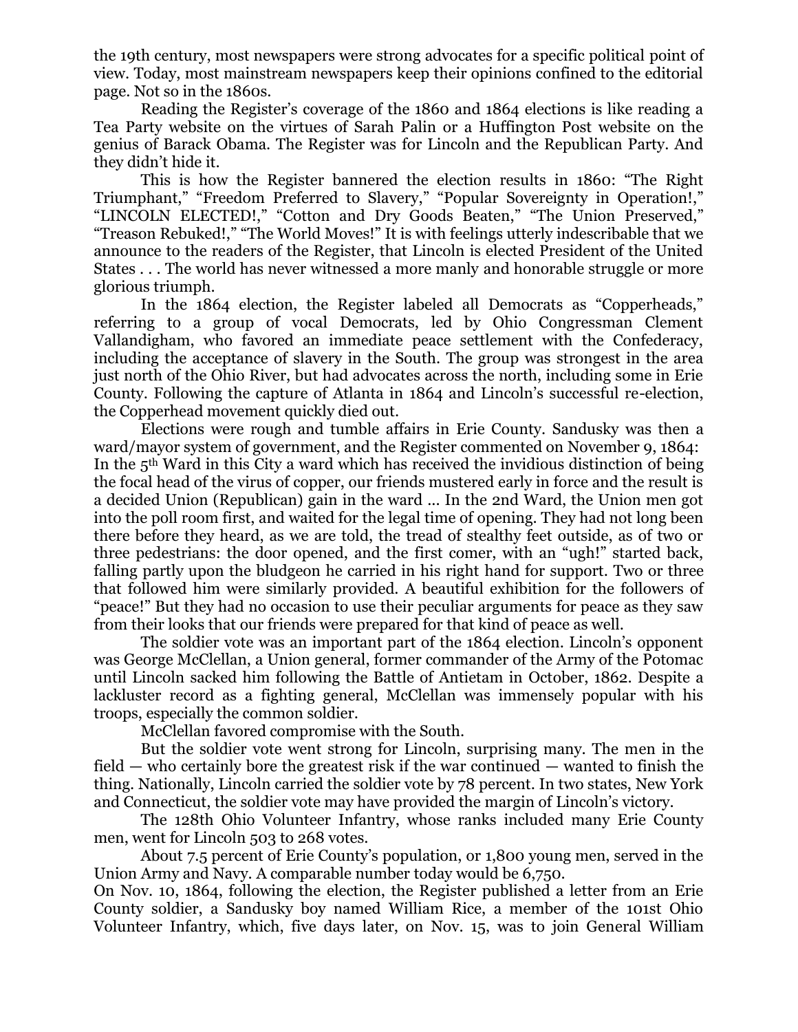the 19th century, most newspapers were strong advocates for a specific political point of view. Today, most mainstream newspapers keep their opinions confined to the editorial page. Not so in the 1860s.

Reading the Register's coverage of the 1860 and 1864 elections is like reading a Tea Party website on the virtues of Sarah Palin or a Huffington Post website on the genius of Barack Obama. The Register was for Lincoln and the Republican Party. And they didn't hide it.

This is how the Register bannered the election results in 1860: "The Right Triumphant," "Freedom Preferred to Slavery," "Popular Sovereignty in Operation!," "LINCOLN ELECTED!," "Cotton and Dry Goods Beaten," "The Union Preserved," "Treason Rebuked!," "The World Moves!" It is with feelings utterly indescribable that we announce to the readers of the Register, that Lincoln is elected President of the United States . . . The world has never witnessed a more manly and honorable struggle or more glorious triumph.

In the 1864 election, the Register labeled all Democrats as "Copperheads," referring to a group of vocal Democrats, led by Ohio Congressman Clement Vallandigham, who favored an immediate peace settlement with the Confederacy, including the acceptance of slavery in the South. The group was strongest in the area just north of the Ohio River, but had advocates across the north, including some in Erie County. Following the capture of Atlanta in 1864 and Lincoln's successful re-election, the Copperhead movement quickly died out.

Elections were rough and tumble affairs in Erie County. Sandusky was then a ward/mayor system of government, and the Register commented on November 9, 1864:
In the 5th Ward in this City a ward which has received the invidious distinction of being the focal head of the virus of copper, our friends mustered early in force and the result is a decided Union (Republican) gain in the ward ... In the 2nd Ward, the Union men got into the poll room first, and waited for the legal time of opening. They had not long been there before they heard, as we are told, the tread of stealthy feet outside, as of two or three pedestrians: the door opened, and the first comer, with an "ugh!" started back, falling partly upon the bludgeon he carried in his right hand for support. Two or three that followed him were similarly provided. A beautiful exhibition for the followers of "peace!" But they had no occasion to use their peculiar arguments for peace as they saw from their looks that our friends were prepared for that kind of peace as well.

The soldier vote was an important part of the 1864 election. Lincoln's opponent was George McClellan, a Union general, former commander of the Army of the Potomac until Lincoln sacked him following the Battle of Antietam in October, 1862. Despite a lackluster record as a fighting general, McClellan was immensely popular with his troops, especially the common soldier.

McClellan favored compromise with the South.

But the soldier vote went strong for Lincoln, surprising many. The men in the field — who certainly bore the greatest risk if the war continued — wanted to finish the thing. Nationally, Lincoln carried the soldier vote by 78 percent. In two states, New York and Connecticut, the soldier vote may have provided the margin of Lincoln's victory.

The 128th Ohio Volunteer Infantry, whose ranks included many Erie County men, went for Lincoln 503 to 268 votes.

About 7.5 percent of Erie County's population, or 1,800 young men, served in the Union Army and Navy. A comparable number today would be 6,750.

On Nov. 10, 1864, following the election, the Register published a letter from an Erie County soldier, a Sandusky boy named William Rice, a member of the 101st Ohio Volunteer Infantry, which, five days later, on Nov. 15, was to join General William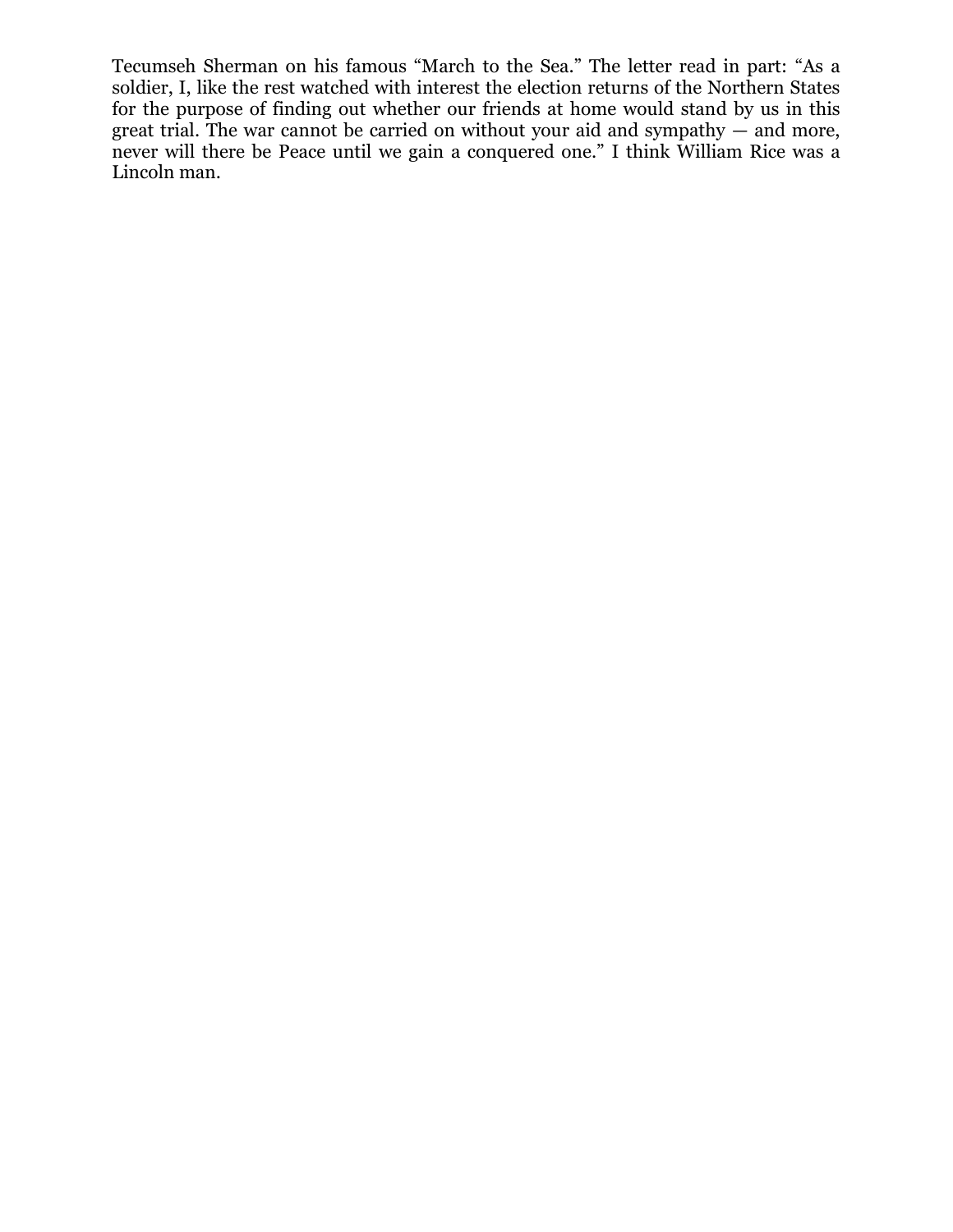Tecumseh Sherman on his famous “March to the Sea.” The letter read in part: “As a soldier, I, like the rest watched with interest the election returns of the Northern States for the purpose of finding out whether our friends at home would stand by us in this great trial. The war cannot be carried on without your aid and sympathy — and more, never will there be Peace until we gain a conquered one.” I think William Rice was a Lincoln man.